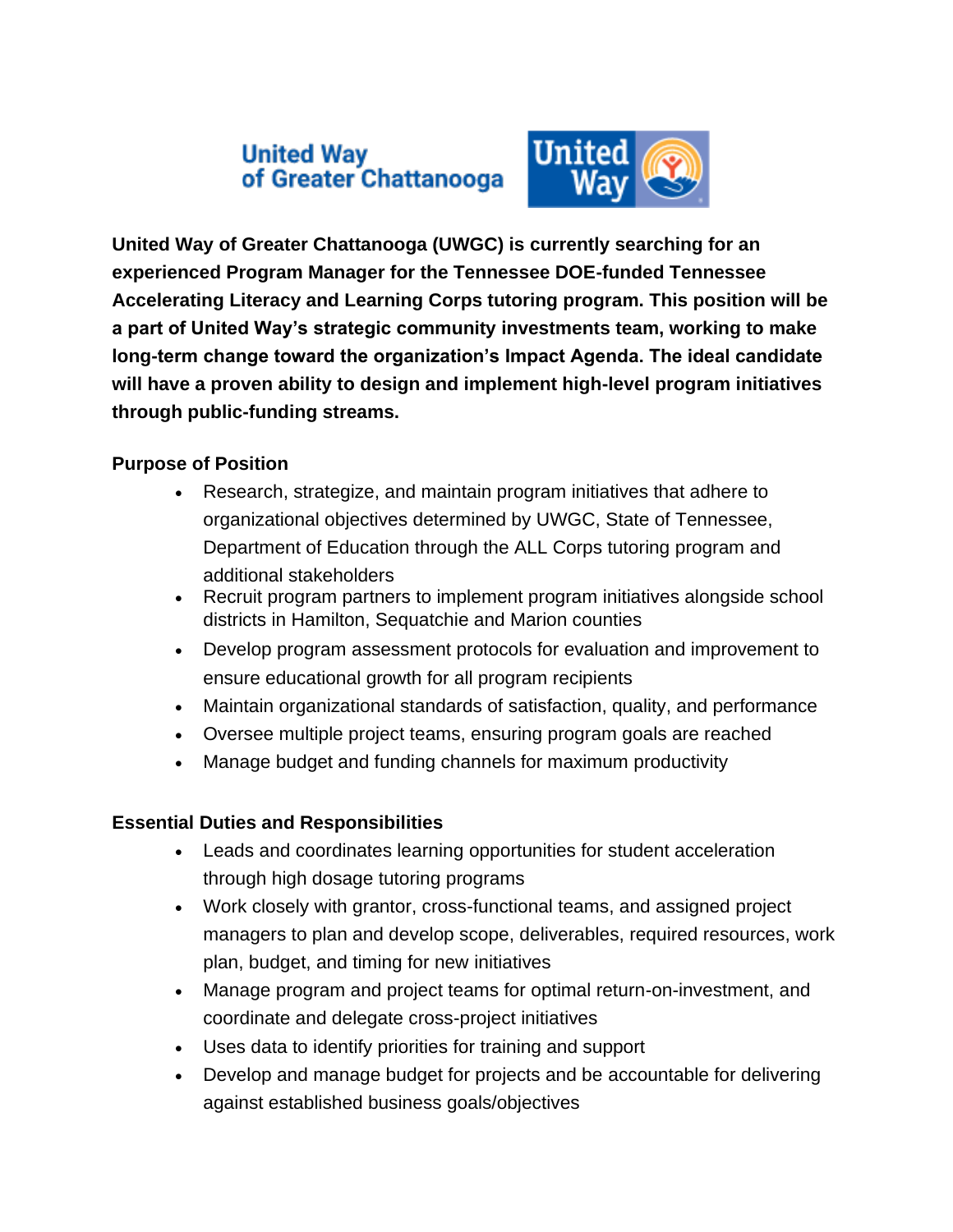**United Way of Greater Chattanooga (UWGC) is currently searching for an experienced Program Manager for the Tennessee DOE-funded Tennessee Accelerating Literacy and Learning Corps tutoring program. This position will be a part of United Way's strategic community investments team, working to make long-term change toward the organization's Impact Agenda. The ideal candidate will have a proven ability to design and implement high-level program initiatives through public-funding streams.**

**Purpose of Position**

- Research, strategize, and maintain program initiatives that adhere to organizational objectives determined by UWGC, State of Tennessee, Department of Education through the ALL Corps tutoring program and additional stakeholders
- Recruit program partners to implement program initiatives alongside school districts in Hamilton, Sequatchie and Marion counties
- Develop program assessment protocols for evaluation and improvement to ensure educational growth for all program recipients
- Maintain organizational standards of satisfaction, quality, and performance
- Oversee multiple project teams, ensuring program goals are reached
- Manage budget and funding channels for maximum productivity

**Essential Duties and Responsibilities**

- Leads and coordinates learning opportunities for student acceleration through high dosage tutoring programs
- Work closely with grantor, cross-functional teams, and assigned project managers to plan and develop scope, deliverables, required resources, work plan, budget, and timing for new initiatives
- Manage program and project teams for optimal return-on-investment, and coordinate and delegate cross-project initiatives
- Uses data to identify priorities for training and support
- Develop and manage budget for projects and be accountable for delivering against established business goals/objectives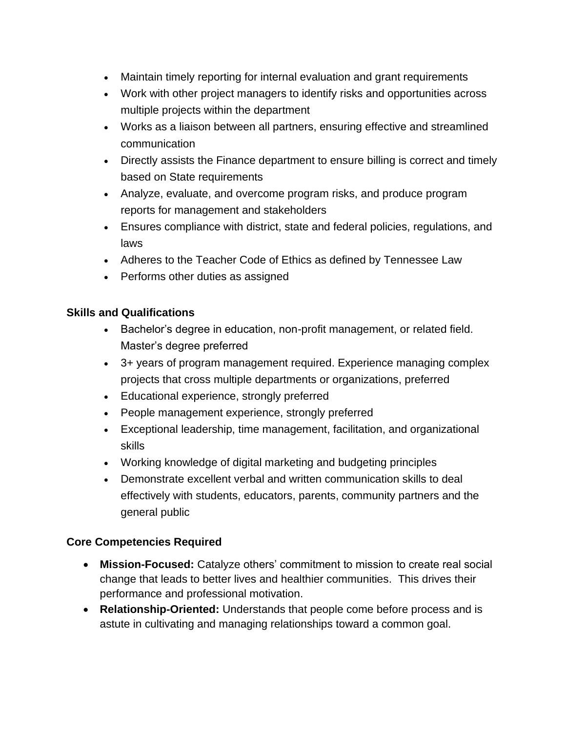- Maintain timely reporting for internal evaluation and grant requirements
- Work with other project managers to identify risks and opportunities across multiple projects within the department
- Works as a liaison between all partners, ensuring effective and streamlined communication
- Directly assists the Finance department to ensure billing is correct and timely based on State requirements
- Analyze, evaluate, and overcome program risks, and produce program reports for management and stakeholders
- Ensures compliance with district, state and federal policies, regulations, and laws
- Adheres to the Teacher Code of Ethics as defined by Tennessee Law
- Performs other duties as assigned

**Skills and Qualifications**

- Bachelor's degree in education, non-profit management, or related field. Master's degree preferred
- 3+ years of program management required. Experience managing complex projects that cross multiple departments or organizations, preferred
- Educational experience, strongly preferred
- People management experience, strongly preferred
- Exceptional leadership, time management, facilitation, and organizational skills
- Working knowledge of digital marketing and budgeting principles
- Demonstrate excellent verbal and written communication skills to deal effectively with students, educators, parents, community partners and the general public

**Core Competencies Required**

- **Mission-Focused:** Catalyze others' commitment to mission to create real social change that leads to better lives and healthier communities. This drives their performance and professional motivation.
- **Relationship-Oriented:** Understands that people come before process and is astute in cultivating and managing relationships toward a common goal.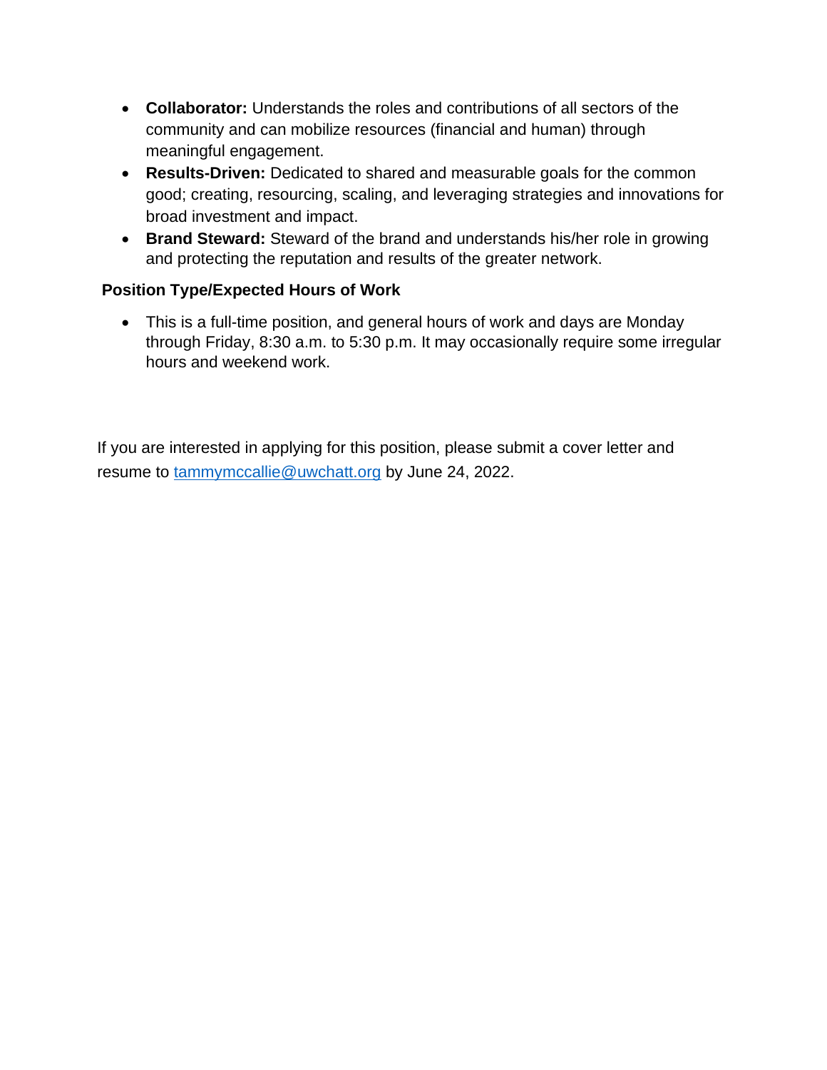- **Collaborator:** Understands the roles and contributions of all sectors of the community and can mobilize resources (financial and human) through meaningful engagement.
- **Results-Driven:** Dedicated to shared and measurable goals for the common good; creating, resourcing, scaling, and leveraging strategies and innovations for broad investment and impact.
- **Brand Steward:** Steward of the brand and understands his/her role in growing and protecting the reputation and results of the greater network.

**Position Type/Expected Hours of Work**

- This is a full-time position, and general hours of work and days are Monday through Friday, 8:30 a.m. to 5:30 p.m. It may occasionally require some irregular hours and weekend work.

If you are interested in applying for this position, please submit a cover letter and resume to tammymccallie@uwchatt.org by June 24, 2022.